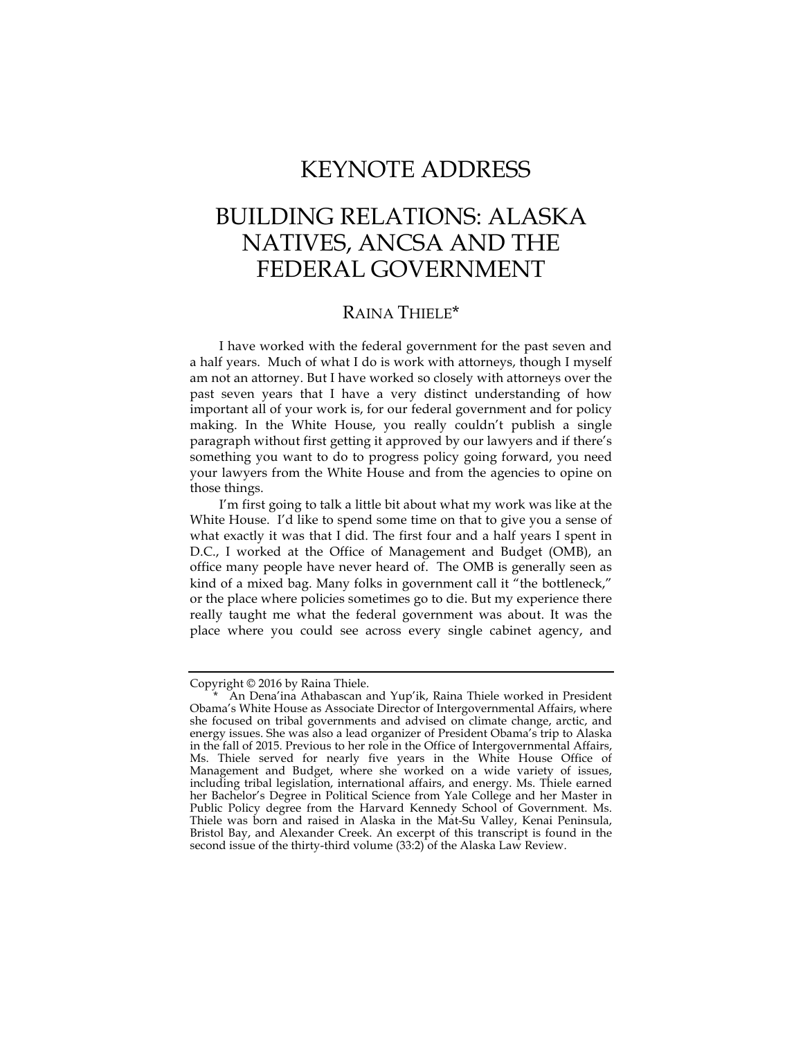# KEYNOTE ADDRESS

# BUILDING RELATIONS: ALASKA NATIVES, ANCSA AND THE FEDERAL GOVERNMENT

## RAINA THIELE*

I have worked with the federal government for the past seven and a half years. Much of what I do is work with attorneys, though I myself am not an attorney. But I have worked so closely with attorneys over the past seven years that I have a very distinct understanding of how important all of your work is, for our federal government and for policy making. In the White House, you really couldn't publish a single paragraph without first getting it approved by our lawyers and if there's something you want to do to progress policy going forward, you need your lawyers from the White House and from the agencies to opine on those things.

I'm first going to talk a little bit about what my work was like at the White House. I'd like to spend some time on that to give you a sense of what exactly it was that I did. The first four and a half years I spent in D.C., I worked at the Office of Management and Budget (OMB), an office many people have never heard of. The OMB is generally seen as kind of a mixed bag. Many folks in government call it "the bottleneck," or the place where policies sometimes go to die. But my experience there really taught me what the federal government was about. It was the place where you could see across every single cabinet agency, and

---

Copyright © 2016 by Raina Thiele.

\* An Dena'ina Athabascan and Yup'ik, Raina Thiele worked in President Obama's White House as Associate Director of Intergovernmental Affairs, where she focused on tribal governments and advised on climate change, arctic, and energy issues. She was also a lead organizer of President Obama's trip to Alaska in the fall of 2015. Previous to her role in the Office of Intergovernmental Affairs, Ms. Thiele served for nearly five years in the White House Office of Management and Budget, where she worked on a wide variety of issues, including tribal legislation, international affairs, and energy. Ms. Thiele earned her Bachelor's Degree in Political Science from Yale College and her Master in Public Policy degree from the Harvard Kennedy School of Government. Ms. Thiele was born and raised in Alaska in the Mat-Su Valley, Kenai Peninsula, Bristol Bay, and Alexander Creek. An excerpt of this transcript is found in the second issue of the thirty-third volume (33:2) of the Alaska Law Review.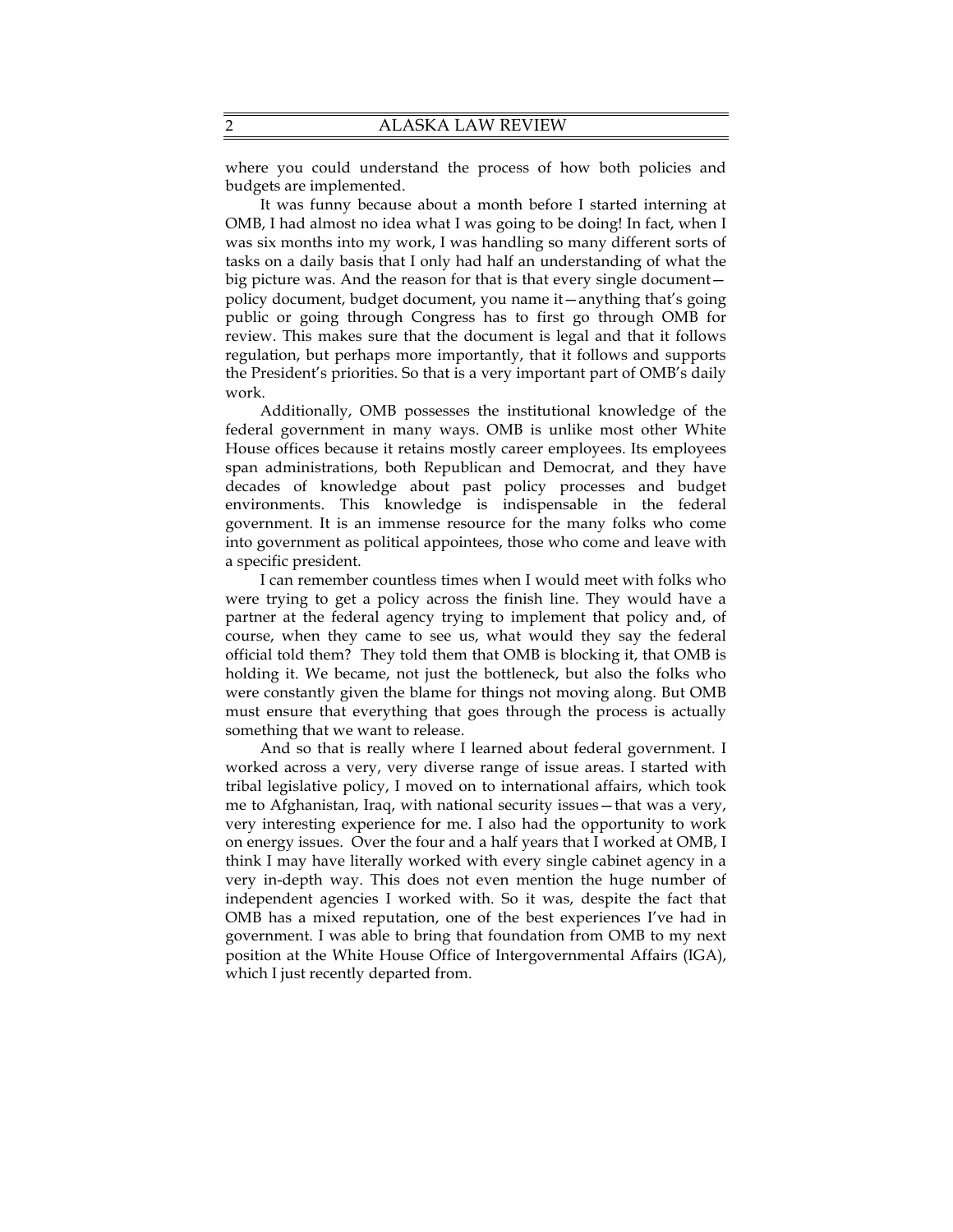where you could understand the process of how both policies and budgets are implemented.

It was funny because about a month before I started interning at OMB, I had almost no idea what I was going to be doing! In fact, when I was six months into my work, I was handling so many different sorts of tasks on a daily basis that I only had half an understanding of what the big picture was. And the reason for that is that every single document—policy document, budget document, you name it—anything that's going public or going through Congress has to first go through OMB for review. This makes sure that the document is legal and that it follows regulation, but perhaps more importantly, that it follows and supports the President's priorities. So that is a very important part of OMB's daily work.

Additionally, OMB possesses the institutional knowledge of the federal government in many ways. OMB is unlike most other White House offices because it retains mostly career employees. Its employees span administrations, both Republican and Democrat, and they have decades of knowledge about past policy processes and budget environments. This knowledge is indispensable in the federal government. It is an immense resource for the many folks who come into government as political appointees, those who come and leave with a specific president.

I can remember countless times when I would meet with folks who were trying to get a policy across the finish line. They would have a partner at the federal agency trying to implement that policy and, of course, when they came to see us, what would they say the federal official told them? They told them that OMB is blocking it, that OMB is holding it. We became, not just the bottleneck, but also the folks who were constantly given the blame for things not moving along. But OMB must ensure that everything that goes through the process is actually something that we want to release.

And so that is really where I learned about federal government. I worked across a very, very diverse range of issue areas. I started with tribal legislative policy, I moved on to international affairs, which took me to Afghanistan, Iraq, with national security issues—that was a very, very interesting experience for me. I also had the opportunity to work on energy issues. Over the four and a half years that I worked at OMB, I think I may have literally worked with every single cabinet agency in a very in-depth way. This does not even mention the huge number of independent agencies I worked with. So it was, despite the fact that OMB has a mixed reputation, one of the best experiences I've had in government. I was able to bring that foundation from OMB to my next position at the White House Office of Intergovernmental Affairs (IGA), which I just recently departed from.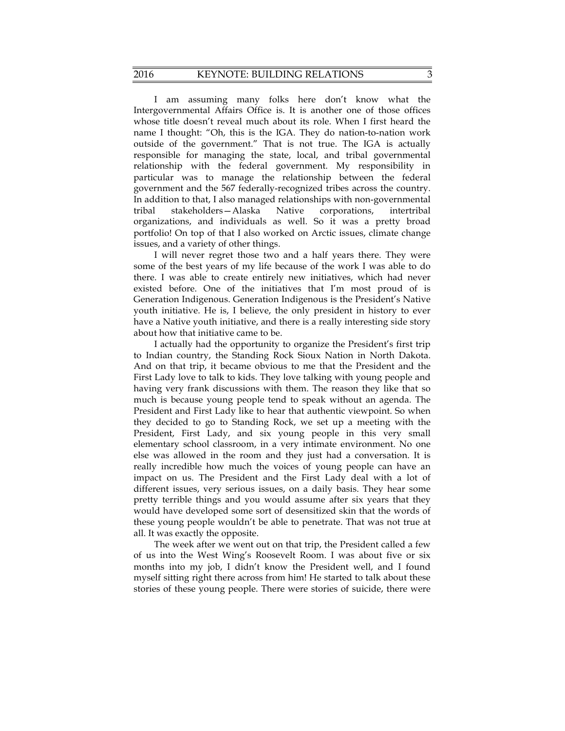I am assuming many folks here don't know what the Intergovernmental Affairs Office is. It is another one of those offices whose title doesn't reveal much about its role. When I first heard the name I thought: "Oh, this is the IGA. They do nation-to-nation work outside of the government." That is not true. The IGA is actually responsible for managing the state, local, and tribal governmental relationship with the federal government. My responsibility in particular was to manage the relationship between the federal government and the 567 federally-recognized tribes across the country. In addition to that, I also managed relationships with non-governmental tribal stakeholders—Alaska Native corporations, intertribal organizations, and individuals as well. So it was a pretty broad portfolio! On top of that I also worked on Arctic issues, climate change issues, and a variety of other things.

I will never regret those two and a half years there. They were some of the best years of my life because of the work I was able to do there. I was able to create entirely new initiatives, which had never existed before. One of the initiatives that I'm most proud of is Generation Indigenous. Generation Indigenous is the President's Native youth initiative. He is, I believe, the only president in history to ever have a Native youth initiative, and there is a really interesting side story about how that initiative came to be.

I actually had the opportunity to organize the President's first trip to Indian country, the Standing Rock Sioux Nation in North Dakota. And on that trip, it became obvious to me that the President and the First Lady love to talk to kids. They love talking with young people and having very frank discussions with them. The reason they like that so much is because young people tend to speak without an agenda. The President and First Lady like to hear that authentic viewpoint. So when they decided to go to Standing Rock, we set up a meeting with the President, First Lady, and six young people in this very small elementary school classroom, in a very intimate environment. No one else was allowed in the room and they just had a conversation. It is really incredible how much the voices of young people can have an impact on us. The President and the First Lady deal with a lot of different issues, very serious issues, on a daily basis. They hear some pretty terrible things and you would assume after six years that they would have developed some sort of desensitized skin that the words of these young people wouldn't be able to penetrate. That was not true at all. It was exactly the opposite.

The week after we went out on that trip, the President called a few of us into the West Wing's Roosevelt Room. I was about five or six months into my job, I didn't know the President well, and I found myself sitting right there across from him! He started to talk about these stories of these young people. There were stories of suicide, there were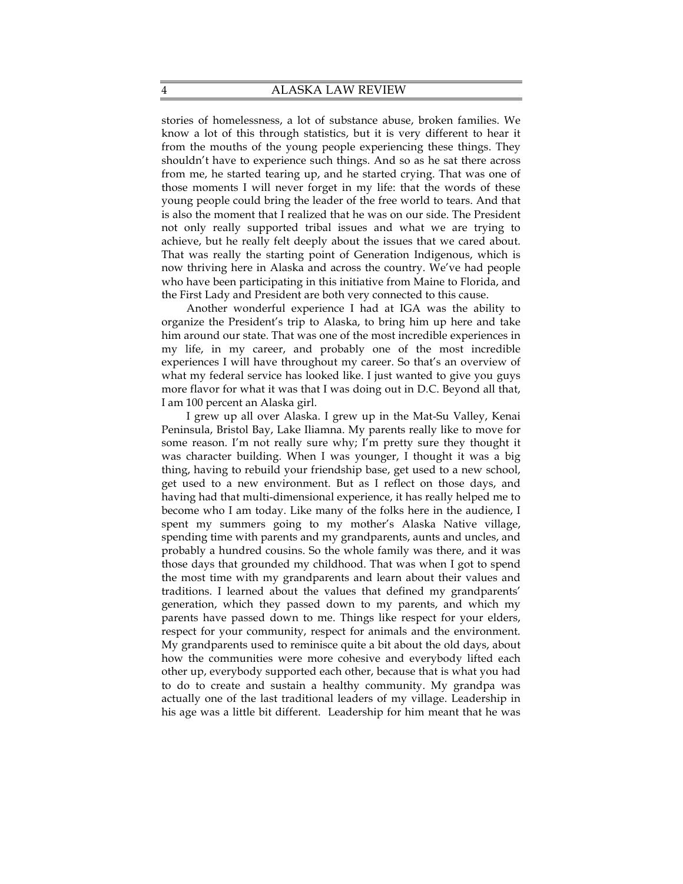stories of homelessness, a lot of substance abuse, broken families. We know a lot of this through statistics, but it is very different to hear it from the mouths of the young people experiencing these things. They shouldn't have to experience such things. And so as he sat there across from me, he started tearing up, and he started crying. That was one of those moments I will never forget in my life: that the words of these young people could bring the leader of the free world to tears. And that is also the moment that I realized that he was on our side. The President not only really supported tribal issues and what we are trying to achieve, but he really felt deeply about the issues that we cared about. That was really the starting point of Generation Indigenous, which is now thriving here in Alaska and across the country. We've had people who have been participating in this initiative from Maine to Florida, and the First Lady and President are both very connected to this cause.

Another wonderful experience I had at IGA was the ability to organize the President's trip to Alaska, to bring him up here and take him around our state. That was one of the most incredible experiences in my life, in my career, and probably one of the most incredible experiences I will have throughout my career. So that's an overview of what my federal service has looked like. I just wanted to give you guys more flavor for what it was that I was doing out in D.C. Beyond all that, I am 100 percent an Alaska girl.

I grew up all over Alaska. I grew up in the Mat-Su Valley, Kenai Peninsula, Bristol Bay, Lake Iliamna. My parents really like to move for some reason. I'm not really sure why; I'm pretty sure they thought it was character building. When I was younger, I thought it was a big thing, having to rebuild your friendship base, get used to a new school, get used to a new environment. But as I reflect on those days, and having had that multi-dimensional experience, it has really helped me to become who I am today. Like many of the folks here in the audience, I spent my summers going to my mother's Alaska Native village, spending time with parents and my grandparents, aunts and uncles, and probably a hundred cousins. So the whole family was there, and it was those days that grounded my childhood. That was when I got to spend the most time with my grandparents and learn about their values and traditions. I learned about the values that defined my grandparents' generation, which they passed down to my parents, and which my parents have passed down to me. Things like respect for your elders, respect for your community, respect for animals and the environment. My grandparents used to reminisce quite a bit about the old days, about how the communities were more cohesive and everybody lifted each other up, everybody supported each other, because that is what you had to do to create and sustain a healthy community. My grandpa was actually one of the last traditional leaders of my village. Leadership in his age was a little bit different. Leadership for him meant that he was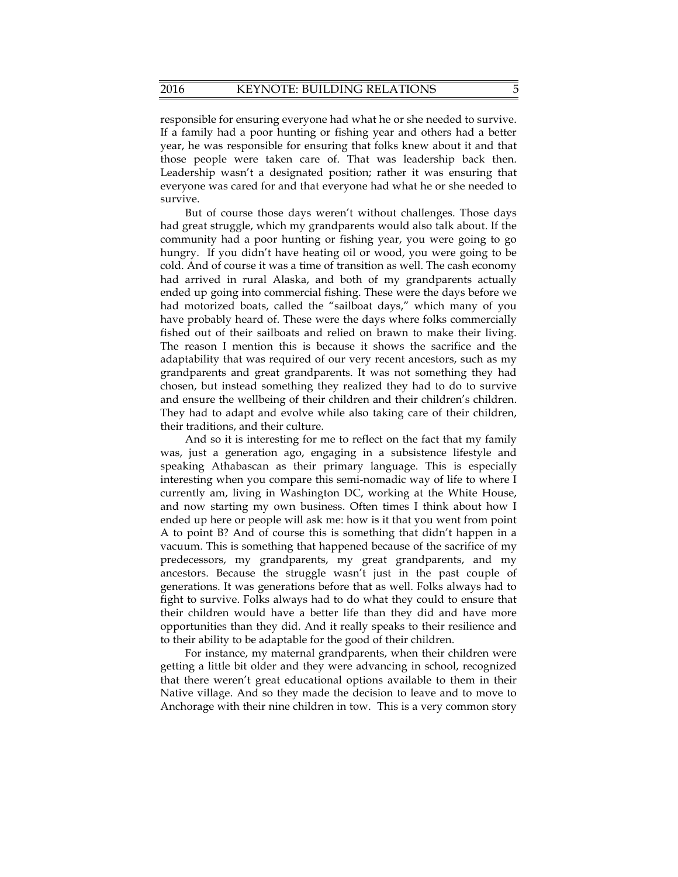responsible for ensuring everyone had what he or she needed to survive. If a family had a poor hunting or fishing year and others had a better year, he was responsible for ensuring that folks knew about it and that those people were taken care of. That was leadership back then. Leadership wasn't a designated position; rather it was ensuring that everyone was cared for and that everyone had what he or she needed to survive.

But of course those days weren't without challenges. Those days had great struggle, which my grandparents would also talk about. If the community had a poor hunting or fishing year, you were going to go hungry. If you didn't have heating oil or wood, you were going to be cold. And of course it was a time of transition as well. The cash economy had arrived in rural Alaska, and both of my grandparents actually ended up going into commercial fishing. These were the days before we had motorized boats, called the "sailboat days," which many of you have probably heard of. These were the days where folks commercially fished out of their sailboats and relied on brawn to make their living. The reason I mention this is because it shows the sacrifice and the adaptability that was required of our very recent ancestors, such as my grandparents and great grandparents. It was not something they had chosen, but instead something they realized they had to do to survive and ensure the wellbeing of their children and their children's children. They had to adapt and evolve while also taking care of their children, their traditions, and their culture.

And so it is interesting for me to reflect on the fact that my family was, just a generation ago, engaging in a subsistence lifestyle and speaking Athabascan as their primary language. This is especially interesting when you compare this semi-nomadic way of life to where I currently am, living in Washington DC, working at the White House, and now starting my own business. Often times I think about how I ended up here or people will ask me: how is it that you went from point A to point B? And of course this is something that didn't happen in a vacuum. This is something that happened because of the sacrifice of my predecessors, my grandparents, my great grandparents, and my ancestors. Because the struggle wasn't just in the past couple of generations. It was generations before that as well. Folks always had to fight to survive. Folks always had to do what they could to ensure that their children would have a better life than they did and have more opportunities than they did. And it really speaks to their resilience and to their ability to be adaptable for the good of their children.

For instance, my maternal grandparents, when their children were getting a little bit older and they were advancing in school, recognized that there weren't great educational options available to them in their Native village. And so they made the decision to leave and to move to Anchorage with their nine children in tow. This is a very common story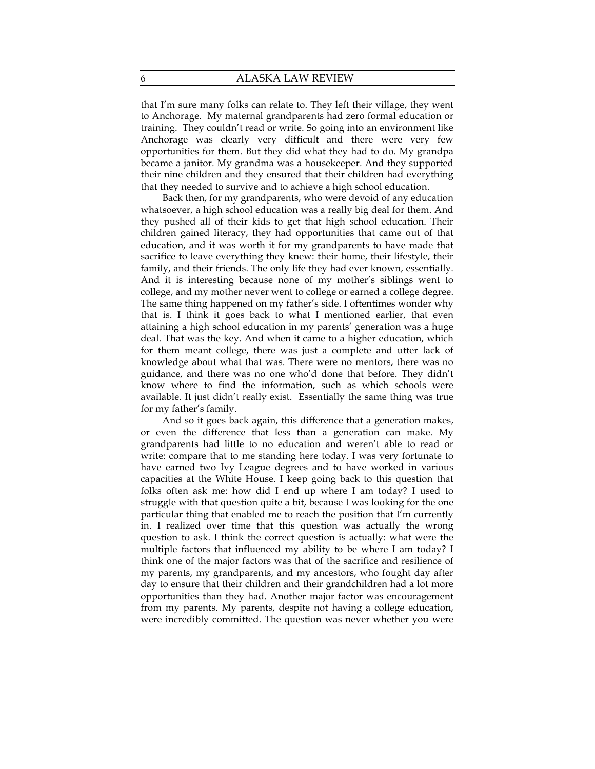that I'm sure many folks can relate to. They left their village, they went to Anchorage. My maternal grandparents had zero formal education or training. They couldn't read or write. So going into an environment like Anchorage was clearly very difficult and there were very few opportunities for them. But they did what they had to do. My grandpa became a janitor. My grandma was a housekeeper. And they supported their nine children and they ensured that their children had everything that they needed to survive and to achieve a high school education.

Back then, for my grandparents, who were devoid of any education whatsoever, a high school education was a really big deal for them. And they pushed all of their kids to get that high school education. Their children gained literacy, they had opportunities that came out of that education, and it was worth it for my grandparents to have made that sacrifice to leave everything they knew: their home, their lifestyle, their family, and their friends. The only life they had ever known, essentially. And it is interesting because none of my mother's siblings went to college, and my mother never went to college or earned a college degree. The same thing happened on my father's side. I oftentimes wonder why that is. I think it goes back to what I mentioned earlier, that even attaining a high school education in my parents' generation was a huge deal. That was the key. And when it came to a higher education, which for them meant college, there was just a complete and utter lack of knowledge about what that was. There were no mentors, there was no guidance, and there was no one who'd done that before. They didn't know where to find the information, such as which schools were available. It just didn't really exist. Essentially the same thing was true for my father's family.

And so it goes back again, this difference that a generation makes, or even the difference that less than a generation can make. My grandparents had little to no education and weren't able to read or write: compare that to me standing here today. I was very fortunate to have earned two Ivy League degrees and to have worked in various capacities at the White House. I keep going back to this question that folks often ask me: how did I end up where I am today? I used to struggle with that question quite a bit, because I was looking for the one particular thing that enabled me to reach the position that I'm currently in. I realized over time that this question was actually the wrong question to ask. I think the correct question is actually: what were the multiple factors that influenced my ability to be where I am today? I think one of the major factors was that of the sacrifice and resilience of my parents, my grandparents, and my ancestors, who fought day after day to ensure that their children and their grandchildren had a lot more opportunities than they had. Another major factor was encouragement from my parents. My parents, despite not having a college education, were incredibly committed. The question was never whether you were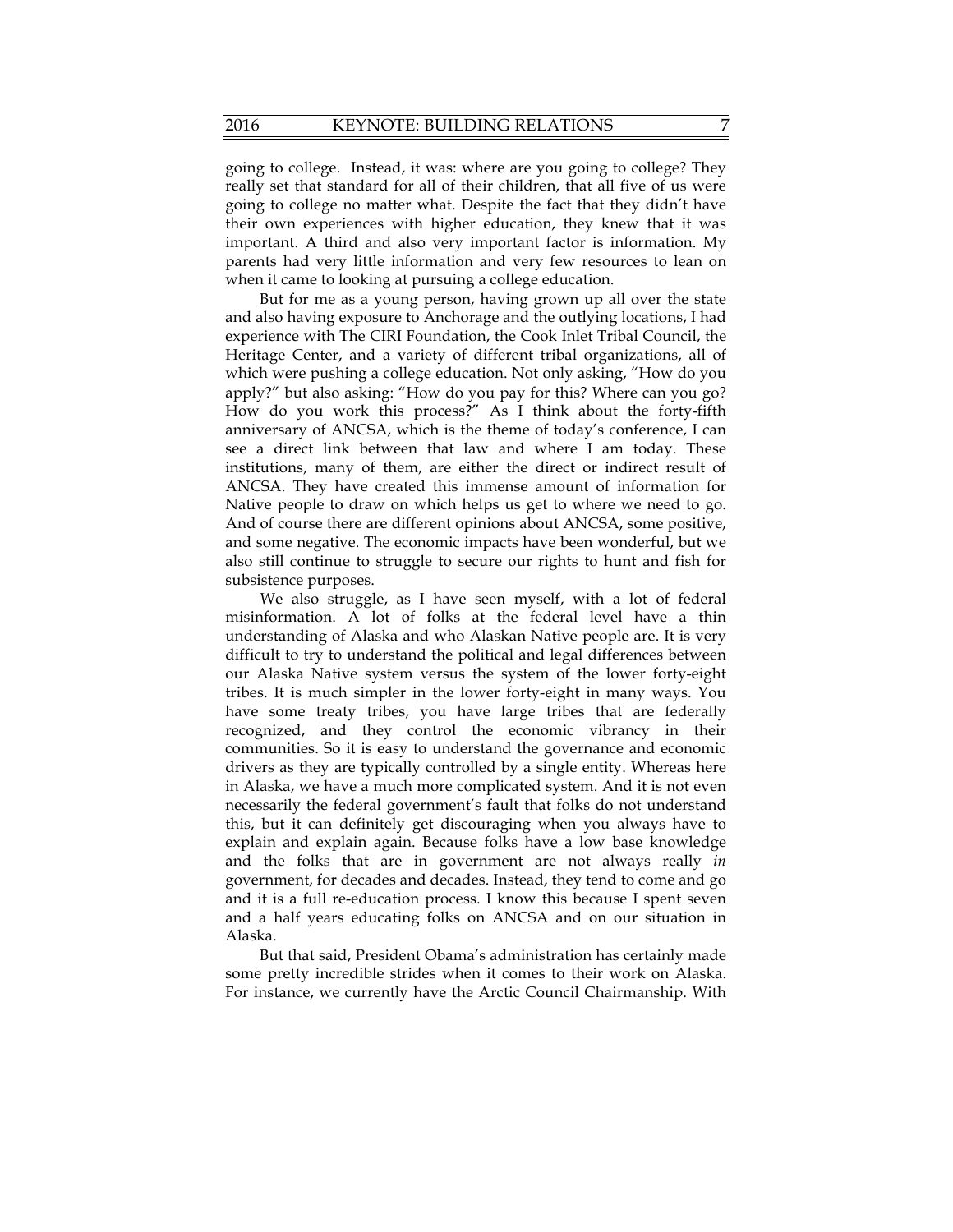going to college. Instead, it was: where are you going to college? They really set that standard for all of their children, that all five of us were going to college no matter what. Despite the fact that they didn't have their own experiences with higher education, they knew that it was important. A third and also very important factor is information. My parents had very little information and very few resources to lean on when it came to looking at pursuing a college education.

But for me as a young person, having grown up all over the state and also having exposure to Anchorage and the outlying locations, I had experience with The CIRI Foundation, the Cook Inlet Tribal Council, the Heritage Center, and a variety of different tribal organizations, all of which were pushing a college education. Not only asking, "How do you apply?" but also asking: "How do you pay for this? Where can you go? How do you work this process?" As I think about the forty-fifth anniversary of ANCSA, which is the theme of today's conference, I can see a direct link between that law and where I am today. These institutions, many of them, are either the direct or indirect result of ANCSA. They have created this immense amount of information for Native people to draw on which helps us get to where we need to go. And of course there are different opinions about ANCSA, some positive, and some negative. The economic impacts have been wonderful, but we also still continue to struggle to secure our rights to hunt and fish for subsistence purposes.

We also struggle, as I have seen myself, with a lot of federal misinformation. A lot of folks at the federal level have a thin understanding of Alaska and who Alaskan Native people are. It is very difficult to try to understand the political and legal differences between our Alaska Native system versus the system of the lower forty-eight tribes. It is much simpler in the lower forty-eight in many ways. You have some treaty tribes, you have large tribes that are federally recognized, and they control the economic vibrancy in their communities. So it is easy to understand the governance and economic drivers as they are typically controlled by a single entity. Whereas here in Alaska, we have a much more complicated system. And it is not even necessarily the federal government's fault that folks do not understand this, but it can definitely get discouraging when you always have to explain and explain again. Because folks have a low base knowledge and the folks that are in government are not always really *in* government, for decades and decades. Instead, they tend to come and go and it is a full re-education process. I know this because I spent seven and a half years educating folks on ANCSA and on our situation in Alaska.

But that said, President Obama's administration has certainly made some pretty incredible strides when it comes to their work on Alaska. For instance, we currently have the Arctic Council Chairmanship. With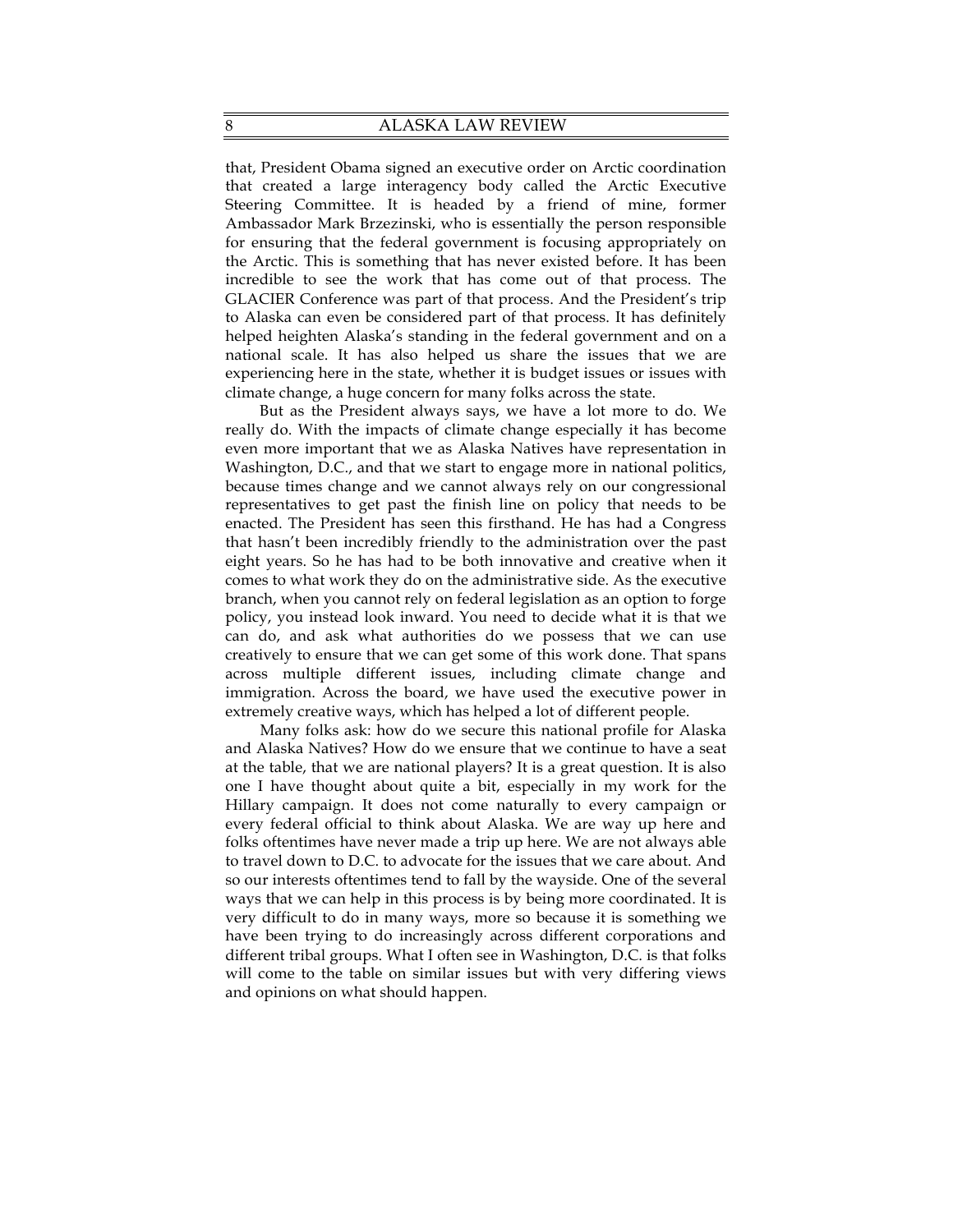that, President Obama signed an executive order on Arctic coordination that created a large interagency body called the Arctic Executive Steering Committee. It is headed by a friend of mine, former Ambassador Mark Brzezinski, who is essentially the person responsible for ensuring that the federal government is focusing appropriately on the Arctic. This is something that has never existed before. It has been incredible to see the work that has come out of that process. The GLACIER Conference was part of that process. And the President's trip to Alaska can even be considered part of that process. It has definitely helped heighten Alaska's standing in the federal government and on a national scale. It has also helped us share the issues that we are experiencing here in the state, whether it is budget issues or issues with climate change, a huge concern for many folks across the state.

But as the President always says, we have a lot more to do. We really do. With the impacts of climate change especially it has become even more important that we as Alaska Natives have representation in Washington, D.C., and that we start to engage more in national politics, because times change and we cannot always rely on our congressional representatives to get past the finish line on policy that needs to be enacted. The President has seen this firsthand. He has had a Congress that hasn't been incredibly friendly to the administration over the past eight years. So he has had to be both innovative and creative when it comes to what work they do on the administrative side. As the executive branch, when you cannot rely on federal legislation as an option to forge policy, you instead look inward. You need to decide what it is that we can do, and ask what authorities do we possess that we can use creatively to ensure that we can get some of this work done. That spans across multiple different issues, including climate change and immigration. Across the board, we have used the executive power in extremely creative ways, which has helped a lot of different people.

Many folks ask: how do we secure this national profile for Alaska and Alaska Natives? How do we ensure that we continue to have a seat at the table, that we are national players? It is a great question. It is also one I have thought about quite a bit, especially in my work for the Hillary campaign. It does not come naturally to every campaign or every federal official to think about Alaska. We are way up here and folks oftentimes have never made a trip up here. We are not always able to travel down to D.C. to advocate for the issues that we care about. And so our interests oftentimes tend to fall by the wayside. One of the several ways that we can help in this process is by being more coordinated. It is very difficult to do in many ways, more so because it is something we have been trying to do increasingly across different corporations and different tribal groups. What I often see in Washington, D.C. is that folks will come to the table on similar issues but with very differing views and opinions on what should happen.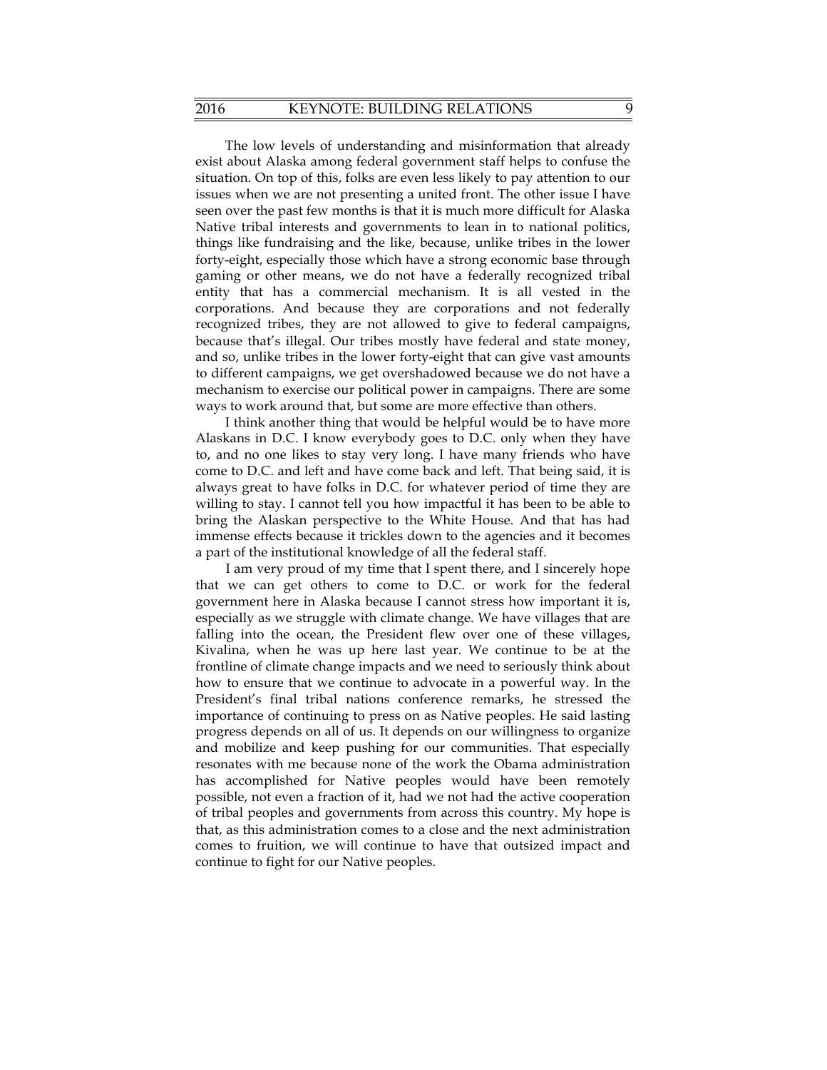The low levels of understanding and misinformation that already exist about Alaska among federal government staff helps to confuse the situation. On top of this, folks are even less likely to pay attention to our issues when we are not presenting a united front. The other issue I have seen over the past few months is that it is much more difficult for Alaska Native tribal interests and governments to lean in to national politics, things like fundraising and the like, because, unlike tribes in the lower forty-eight, especially those which have a strong economic base through gaming or other means, we do not have a federally recognized tribal entity that has a commercial mechanism. It is all vested in the corporations. And because they are corporations and not federally recognized tribes, they are not allowed to give to federal campaigns, because that's illegal. Our tribes mostly have federal and state money, and so, unlike tribes in the lower forty-eight that can give vast amounts to different campaigns, we get overshadowed because we do not have a mechanism to exercise our political power in campaigns. There are some ways to work around that, but some are more effective than others.

I think another thing that would be helpful would be to have more Alaskans in D.C. I know everybody goes to D.C. only when they have to, and no one likes to stay very long. I have many friends who have come to D.C. and left and have come back and left. That being said, it is always great to have folks in D.C. for whatever period of time they are willing to stay. I cannot tell you how impactful it has been to be able to bring the Alaskan perspective to the White House. And that has had immense effects because it trickles down to the agencies and it becomes a part of the institutional knowledge of all the federal staff.

I am very proud of my time that I spent there, and I sincerely hope that we can get others to come to D.C. or work for the federal government here in Alaska because I cannot stress how important it is, especially as we struggle with climate change. We have villages that are falling into the ocean, the President flew over one of these villages, Kivalina, when he was up here last year. We continue to be at the frontline of climate change impacts and we need to seriously think about how to ensure that we continue to advocate in a powerful way. In the President's final tribal nations conference remarks, he stressed the importance of continuing to press on as Native peoples. He said lasting progress depends on all of us. It depends on our willingness to organize and mobilize and keep pushing for our communities. That especially resonates with me because none of the work the Obama administration has accomplished for Native peoples would have been remotely possible, not even a fraction of it, had we not had the active cooperation of tribal peoples and governments from across this country. My hope is that, as this administration comes to a close and the next administration comes to fruition, we will continue to have that outsized impact and continue to fight for our Native peoples.